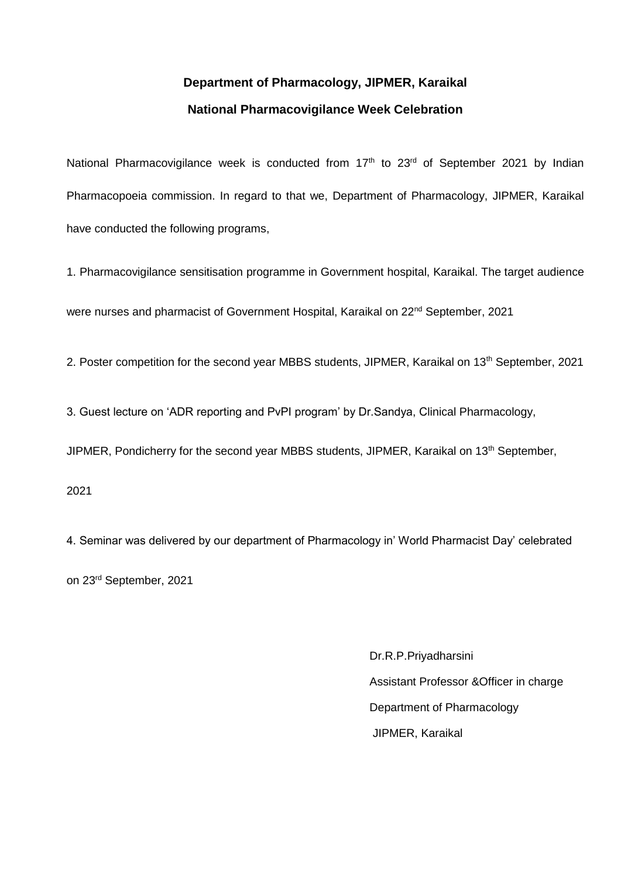# Department of Pharmacology, JIPMER, Karaikal

## National Pharmacovigilance Week Celebration

National Pharmacovigilance week is conducted from 17th to 23rd of September 2021 by Indian Pharmacopoeia commission. In regard to that we, Department of Pharmacology, JIPMER, Karaikal have conducted the following programs,

1. Pharmacovigilance sensitisation programme in Government hospital, Karaikal. The target audience were nurses and pharmacist of Government Hospital, Karaikal on 22nd September, 2021

2. Poster competition for the second year MBBS students, JIPMER, Karaikal on 13th September, 2021

3. Guest lecture on 'ADR reporting and PvPI program' by Dr.Sandya, Clinical Pharmacology, JIPMER, Pondicherry for the second year MBBS students, JIPMER, Karaikal on 13th September, 2021

4. Seminar was delivered by our department of Pharmacology in' World Pharmacist Day' celebrated on 23rd September, 2021

Dr.R.P.Priyadharsini
Assistant Professor &Officer in charge
Department of Pharmacology
JIPMER, Karaikal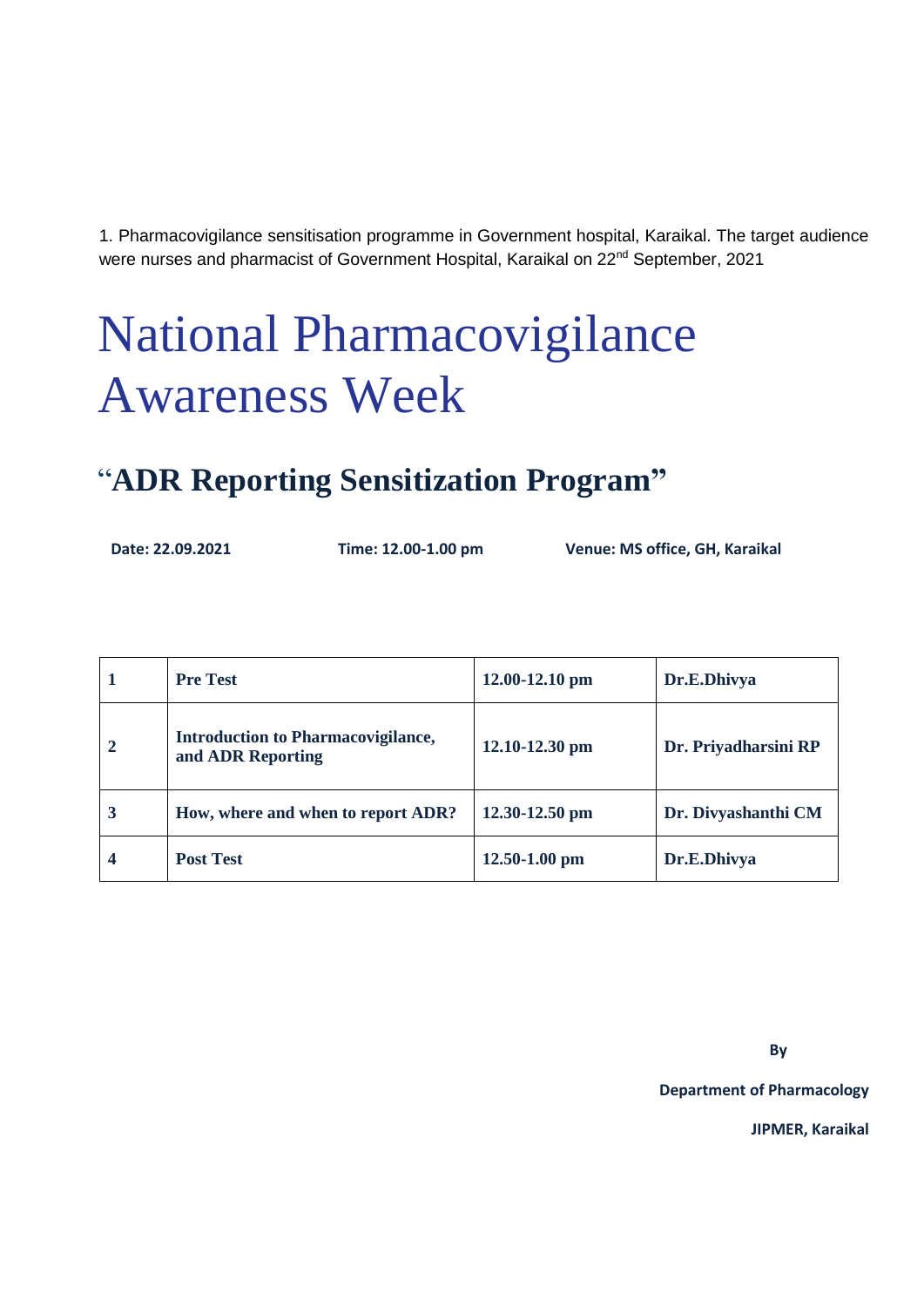1. Pharmacovigilance sensitisation programme in Government hospital, Karaikal. The target audience were nurses and pharmacist of Government Hospital, Karaikal on 22nd September, 2021

# National Pharmacovigilance Awareness Week

## "ADR Reporting Sensitization Program"

**Date: 22.09.2021** **Time: 12.00-1.00 pm** **Venue: MS office, GH, Karaikal**

| | | | |
|---|---|---|---|
| **1** | **Pre Test** | **12.00-12.10 pm** | **Dr.E.Dhivya** |
| **2** | **Introduction to Pharmacovigilance, and ADR Reporting** | **12.10-12.30 pm** | **Dr. Priyadharsini RP** |
| **3** | **How, where and when to report ADR?** | **12.30-12.50 pm** | **Dr. Divyashanthi CM** |
| **4** | **Post Test** | **12.50-1.00 pm** | **Dr.E.Dhivya** |

**By**

**Department of Pharmacology**

**JIPMER, Karaikal**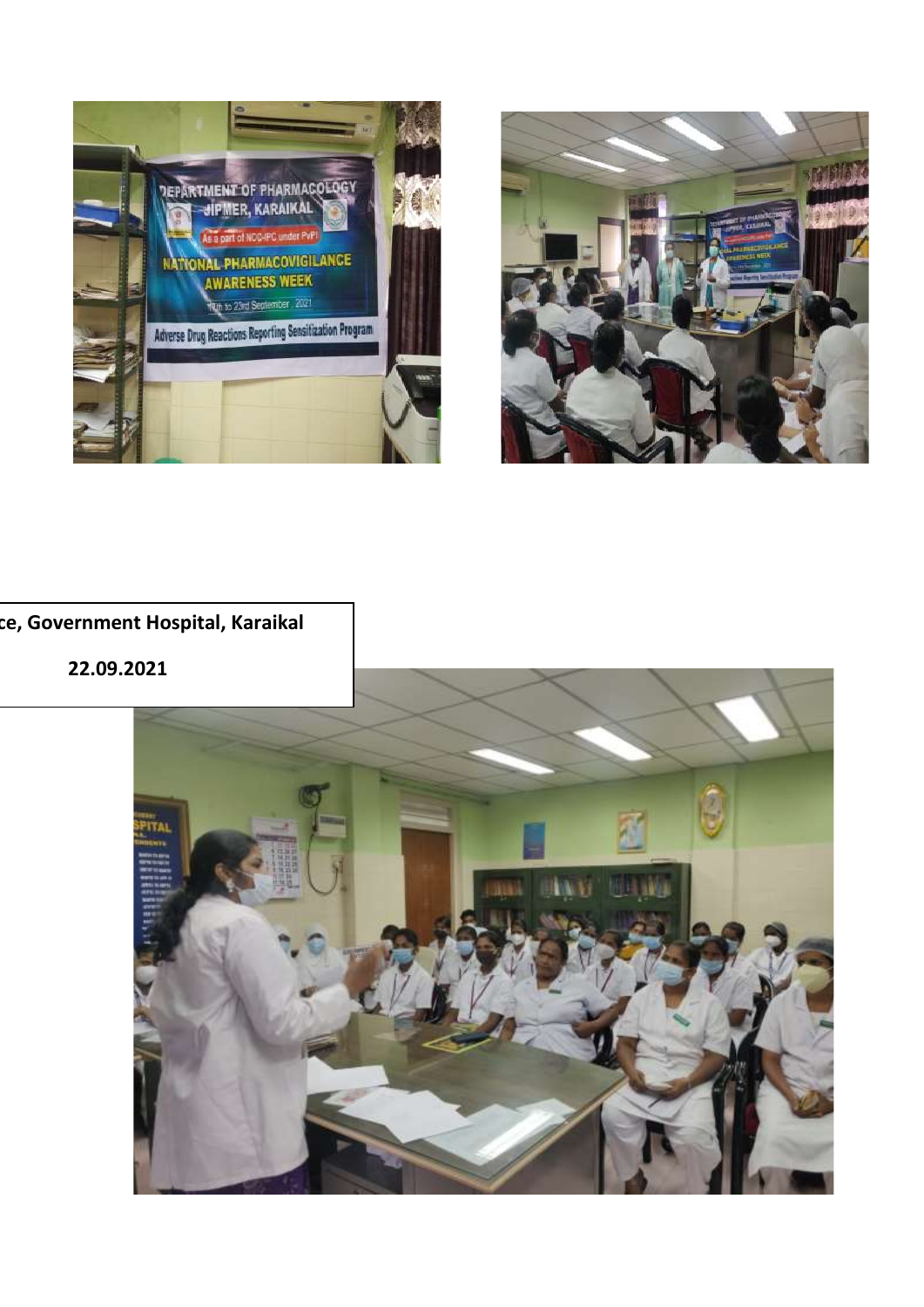ce, Government Hospital, Karaikal

22.09.2021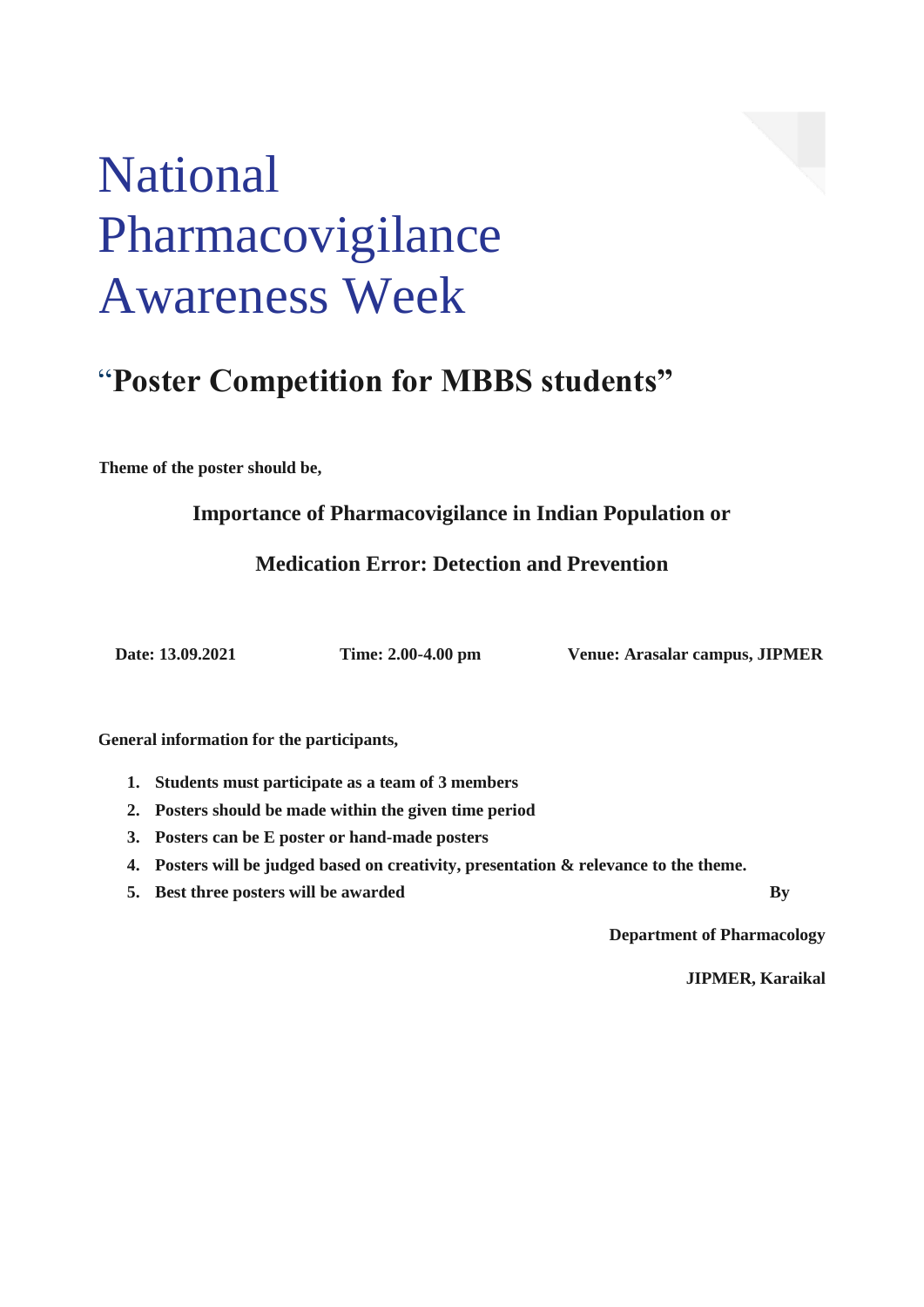# National Pharmacovigilance Awareness Week

## "Poster Competition for MBBS students"

**Theme of the poster should be,**

**Importance of Pharmacovigilance in Indian Population or**

**Medication Error: Detection and Prevention**

**Date: 13.09.2021** **Time: 2.00-4.00 pm** **Venue: Arasalar campus, JIPMER**

**General information for the participants,**

1. **Students must participate as a team of 3 members**
2. **Posters should be made within the given time period**
3. **Posters can be E poster or hand-made posters**
4. **Posters will be judged based on creativity, presentation & relevance to the theme.**
5. **Best three posters will be awarded**

**By**

**Department of Pharmacology**

**JIPMER, Karaikal**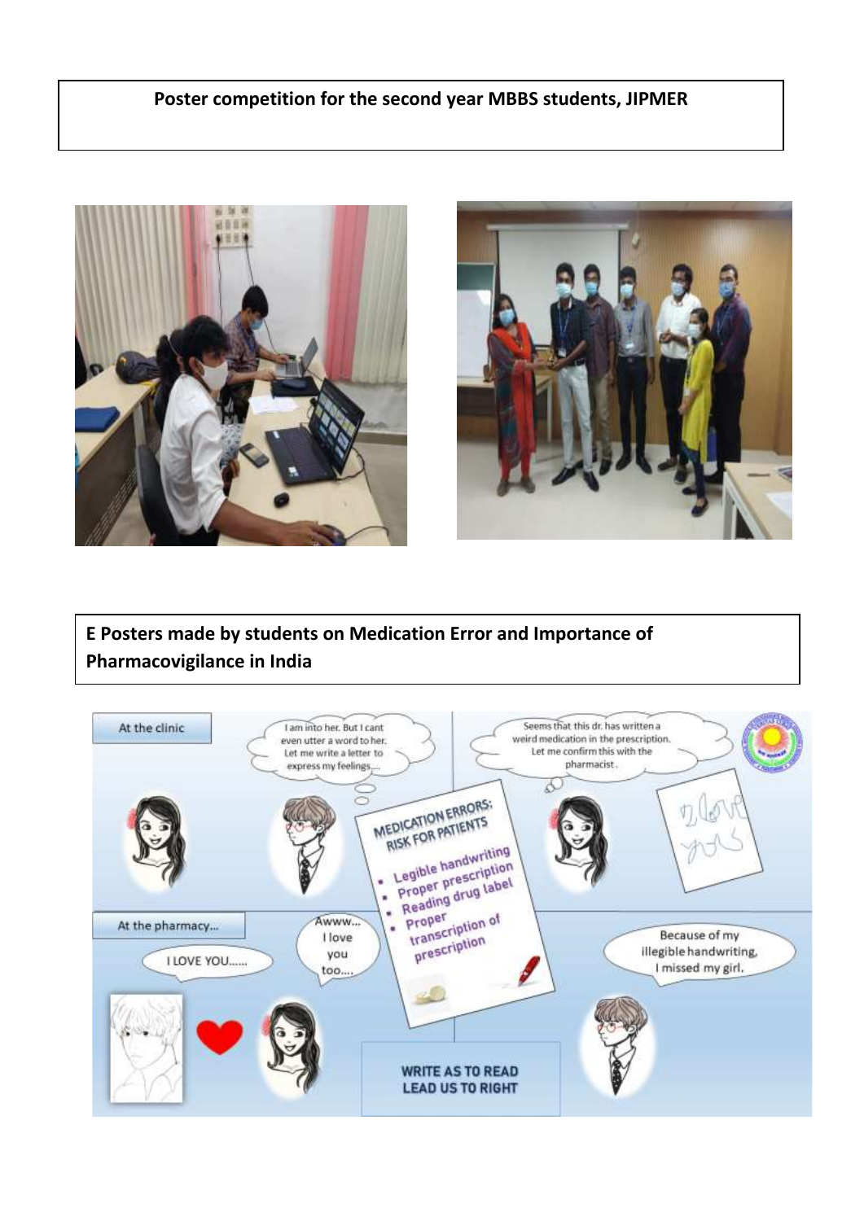**Poster competition for the second year MBBS students, JIPMER**

**E Posters made by students on Medication Error and Importance of Pharmacovigilance in India**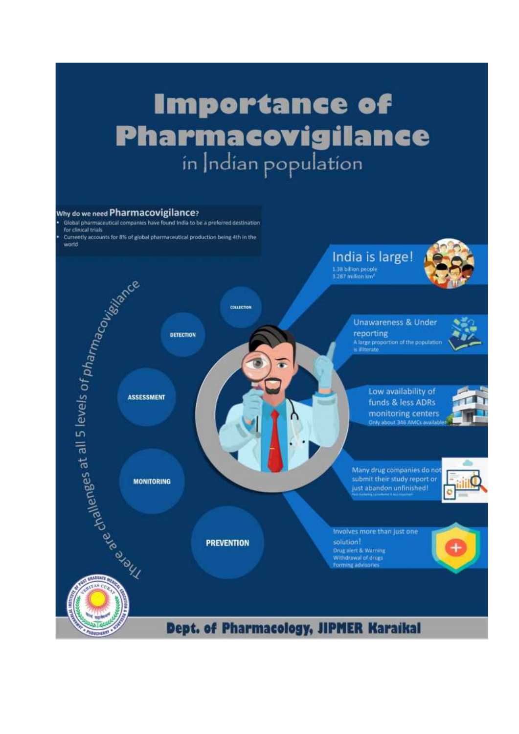# Importance of Pharmacovigilance

## in Indian population

### Why do we need Pharmacovigilance?

- Global pharmaceutical companies have found India to be a preferred destination for clinical trials
- Currently accounts for 8% of global pharmaceutical production being 4th in the world

There are challenges at all 5 levels of pharmacovigilance

- COLLECTION
- DETECTION
- ASSESSMENT
- MONITORING
- PREVENTION

**India is large!**
1.38 billion people
3.287 million km²

**Unawareness & Under reporting**
A large proportion of the population is illiterate

**Low availability of funds & less ADRs monitoring centers**
Only about 346 AMCs available

**Many drug companies do not submit their study report or just abandon unfinished!**
Post marketing surveillance is also important

**Involves more than just one solution!**
Drug alert & Warning
Withdrawal of drugs
Forming advisories

**Dept. of Pharmacology, JIPMER Karaikal**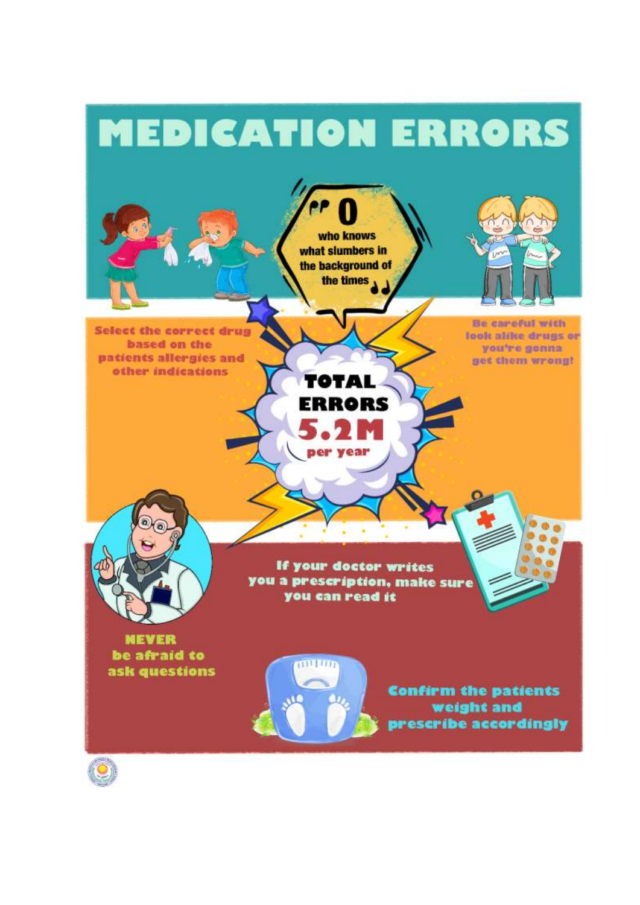# MEDICATION ERRORS

"O who knows what slumbers in the background of the times"

Select the correct drug based on the patients allergies and other indications

Be careful with look alike drugs or you're gonna get them wrong!

**TOTAL ERRORS 5.2M per year**

If your doctor writes you a prescription, make sure you can read it

**NEVER** be afraid to ask questions

Confirm the patients weight and prescribe accordingly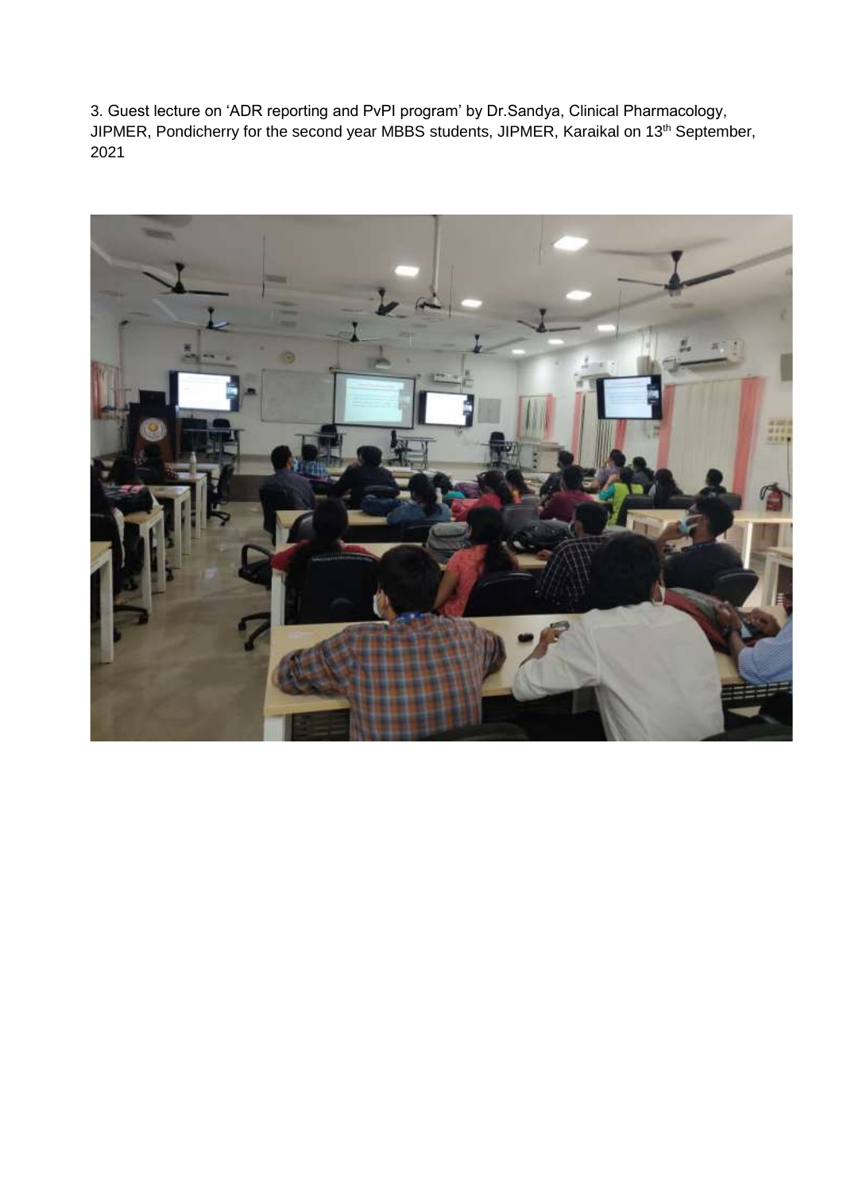3. Guest lecture on 'ADR reporting and PvPI program' by Dr.Sandya, Clinical Pharmacology, JIPMER, Pondicherry for the second year MBBS students, JIPMER, Karaikal on 13th September, 2021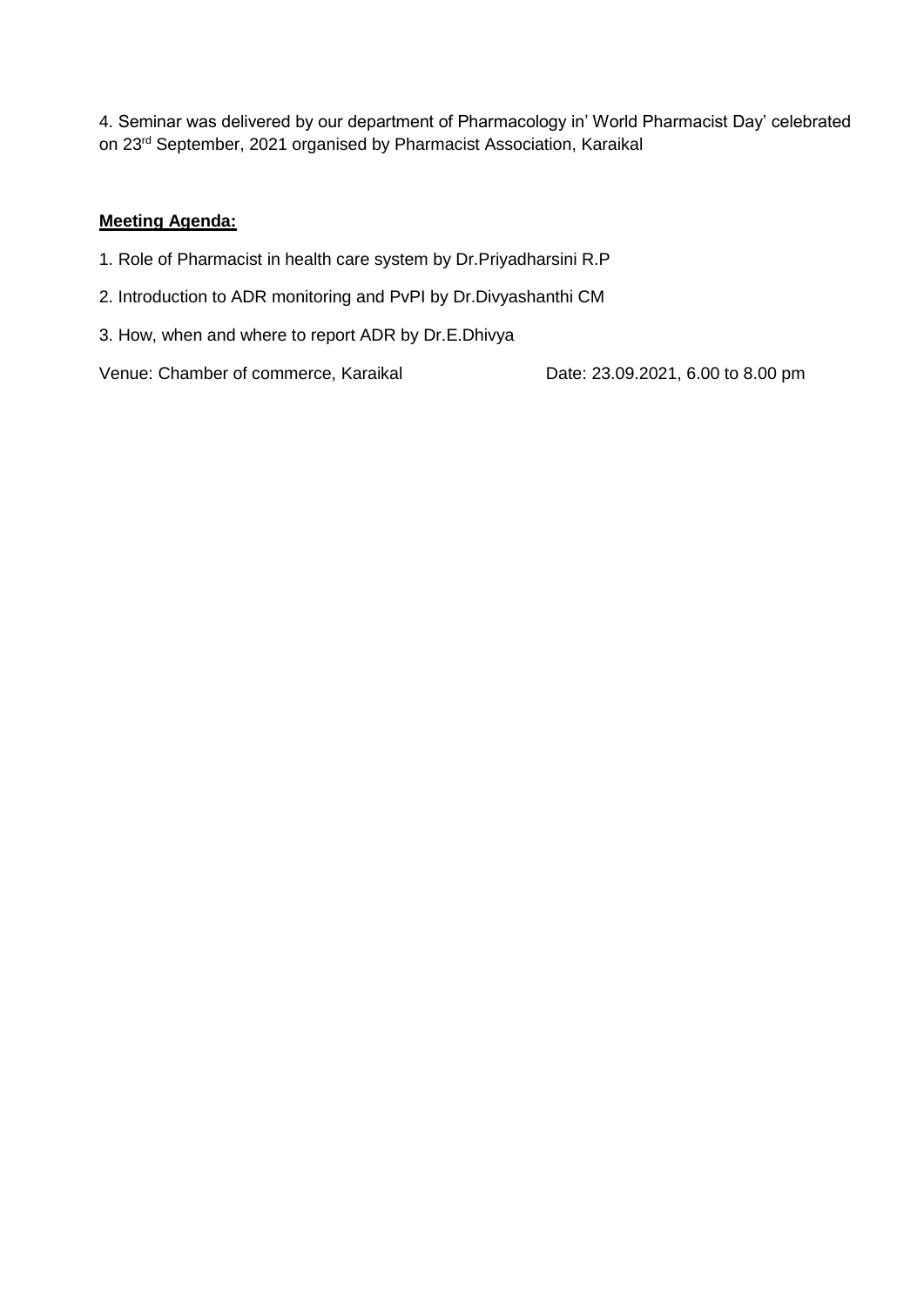4. Seminar was delivered by our department of Pharmacology in' World Pharmacist Day' celebrated on 23rd September, 2021 organised by Pharmacist Association, Karaikal

**Meeting Agenda:**

1. Role of Pharmacist in health care system by Dr.Priyadharsini R.P
2. Introduction to ADR monitoring and PvPI by Dr.Divyashanthi CM
3. How, when and where to report ADR by Dr.E.Dhivya

Venue: Chamber of commerce, Karaikal Date: 23.09.2021, 6.00 to 8.00 pm